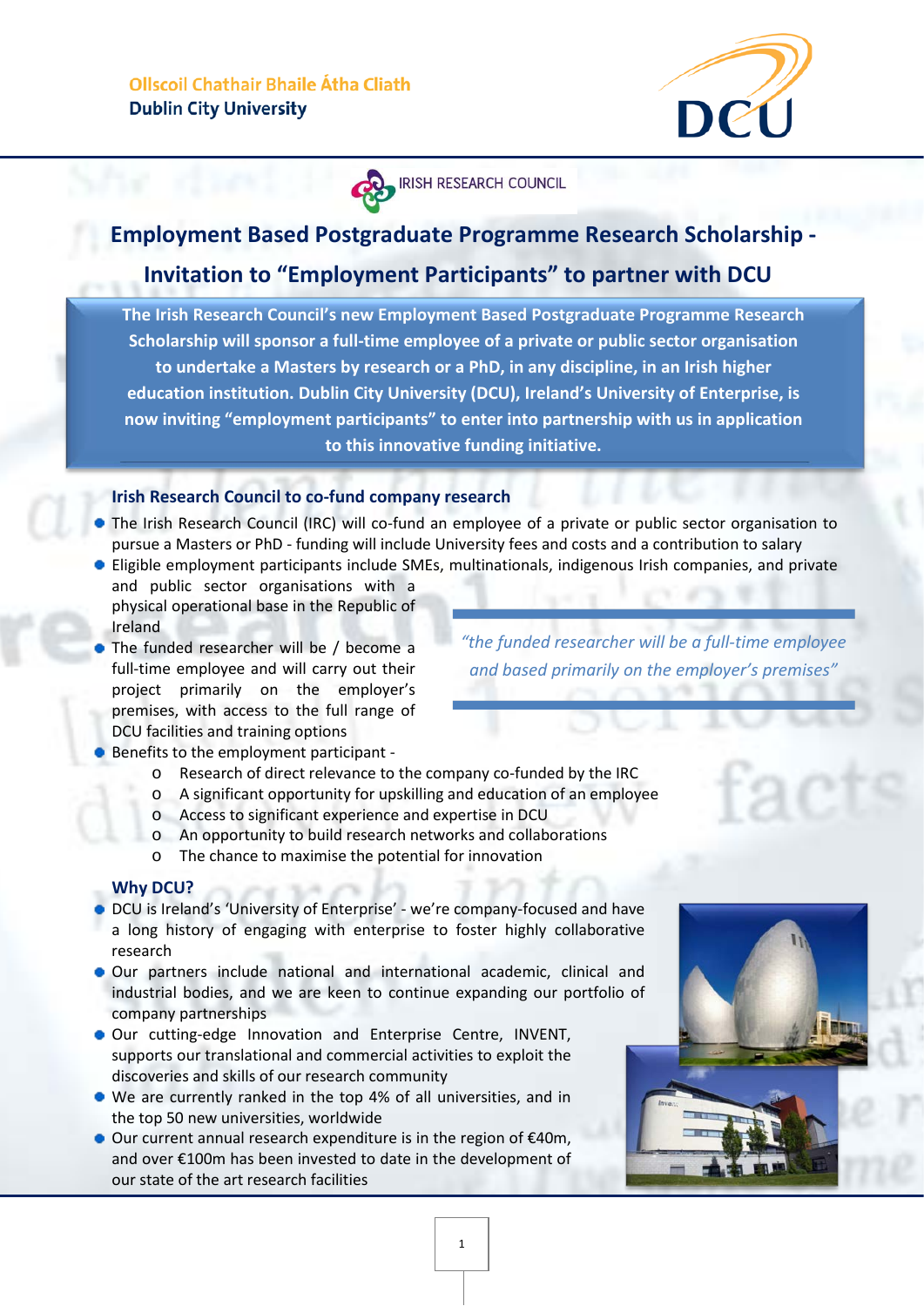Ollscoil Chathair Bhaile Átha Cliath
**Dublin City University**

IRISH RESEARCH COUNCIL

# Employment Based Postgraduate Programme Research Scholarship - Invitation to "Employment Participants" to partner with DCU

**The Irish Research Council's new Employment Based Postgraduate Programme Research Scholarship will sponsor a full-time employee of a private or public sector organisation to undertake a Masters by research or a PhD, in any discipline, in an Irish higher education institution. Dublin City University (DCU), Ireland's University of Enterprise, is now inviting "employment participants" to enter into partnership with us in application to this innovative funding initiative.**

## Irish Research Council to co-fund company research

- The Irish Research Council (IRC) will co-fund an employee of a private or public sector organisation to pursue a Masters or PhD - funding will include University fees and costs and a contribution to salary
- Eligible employment participants include SMEs, multinationals, indigenous Irish companies, and private and public sector organisations with a physical operational base in the Republic of Ireland
- The funded researcher will be / become a full-time employee and will carry out their project primarily on the employer's premises, with access to the full range of DCU facilities and training options
- Benefits to the employment participant -
    - Research of direct relevance to the company co-funded by the IRC
    - A significant opportunity for upskilling and education of an employee
    - Access to significant experience and expertise in DCU
    - An opportunity to build research networks and collaborations
    - The chance to maximise the potential for innovation

*"the funded researcher will be a full-time employee and based primarily on the employer's premises"*

## Why DCU?

- DCU is Ireland's 'University of Enterprise' - we're company-focused and have a long history of engaging with enterprise to foster highly collaborative research
- Our partners include national and international academic, clinical and industrial bodies, and we are keen to continue expanding our portfolio of company partnerships
- Our cutting-edge Innovation and Enterprise Centre, INVENT, supports our translational and commercial activities to exploit the discoveries and skills of our research community
- We are currently ranked in the top 4% of all universities, and in the top 50 new universities, worldwide
- Our current annual research expenditure is in the region of €40m, and over €100m has been invested to date in the development of our state of the art research facilities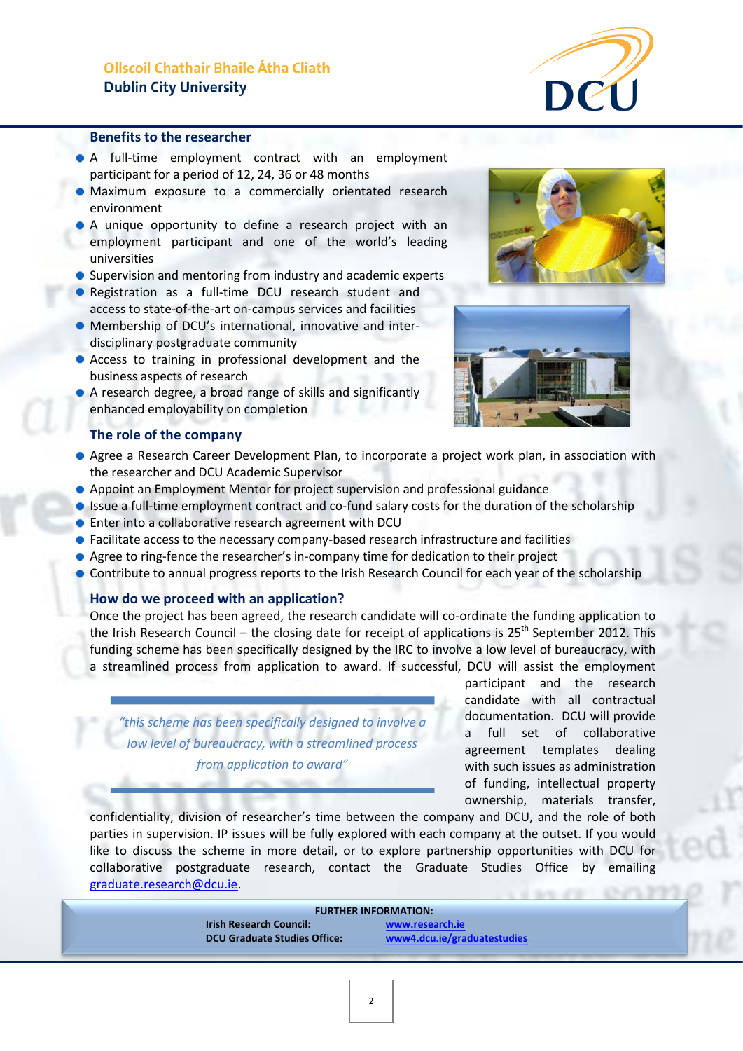Ollscoil Chathair Bhaile Átha Cliath
Dublin City University

## Benefits to the researcher

- A full-time employment contract with an employment participant for a period of 12, 24, 36 or 48 months
- Maximum exposure to a commercially orientated research environment
- A unique opportunity to define a research project with an employment participant and one of the world's leading universities
- Supervision and mentoring from industry and academic experts
- Registration as a full-time DCU research student and access to state-of-the-art on-campus services and facilities
- Membership of DCU's international, innovative and inter-disciplinary postgraduate community
- Access to training in professional development and the business aspects of research
- A research degree, a broad range of skills and significantly enhanced employability on completion

## The role of the company

- Agree a Research Career Development Plan, to incorporate a project work plan, in association with the researcher and DCU Academic Supervisor
- Appoint an Employment Mentor for project supervision and professional guidance
- Issue a full-time employment contract and co-fund salary costs for the duration of the scholarship
- Enter into a collaborative research agreement with DCU
- Facilitate access to the necessary company-based research infrastructure and facilities
- Agree to ring-fence the researcher's in-company time for dedication to their project
- Contribute to annual progress reports to the Irish Research Council for each year of the scholarship

## How do we proceed with an application?

Once the project has been agreed, the research candidate will co-ordinate the funding application to the Irish Research Council – the closing date for receipt of applications is 25th September 2012. This funding scheme has been specifically designed by the IRC to involve a low level of bureaucracy, with a streamlined process from application to award. If successful, DCU will assist the employment participant and the research candidate with all contractual documentation. DCU will provide a full set of collaborative agreement templates dealing with such issues as administration of funding, intellectual property ownership, materials transfer, confidentiality, division of researcher's time between the company and DCU, and the role of both parties in supervision. IP issues will be fully explored with each company at the outset. If you would like to discuss the scheme in more detail, or to explore partnership opportunities with DCU for collaborative postgraduate research, contact the Graduate Studies Office by emailing graduate.research@dcu.ie.

> *"this scheme has been specifically designed to involve a low level of bureaucracy, with a streamlined process from application to award"*

**FURTHER INFORMATION:**

| | |
|---|---|
| **Irish Research Council:** | www.research.ie |
| **DCU Graduate Studies Office:** | www4.dcu.ie/graduatestudies |